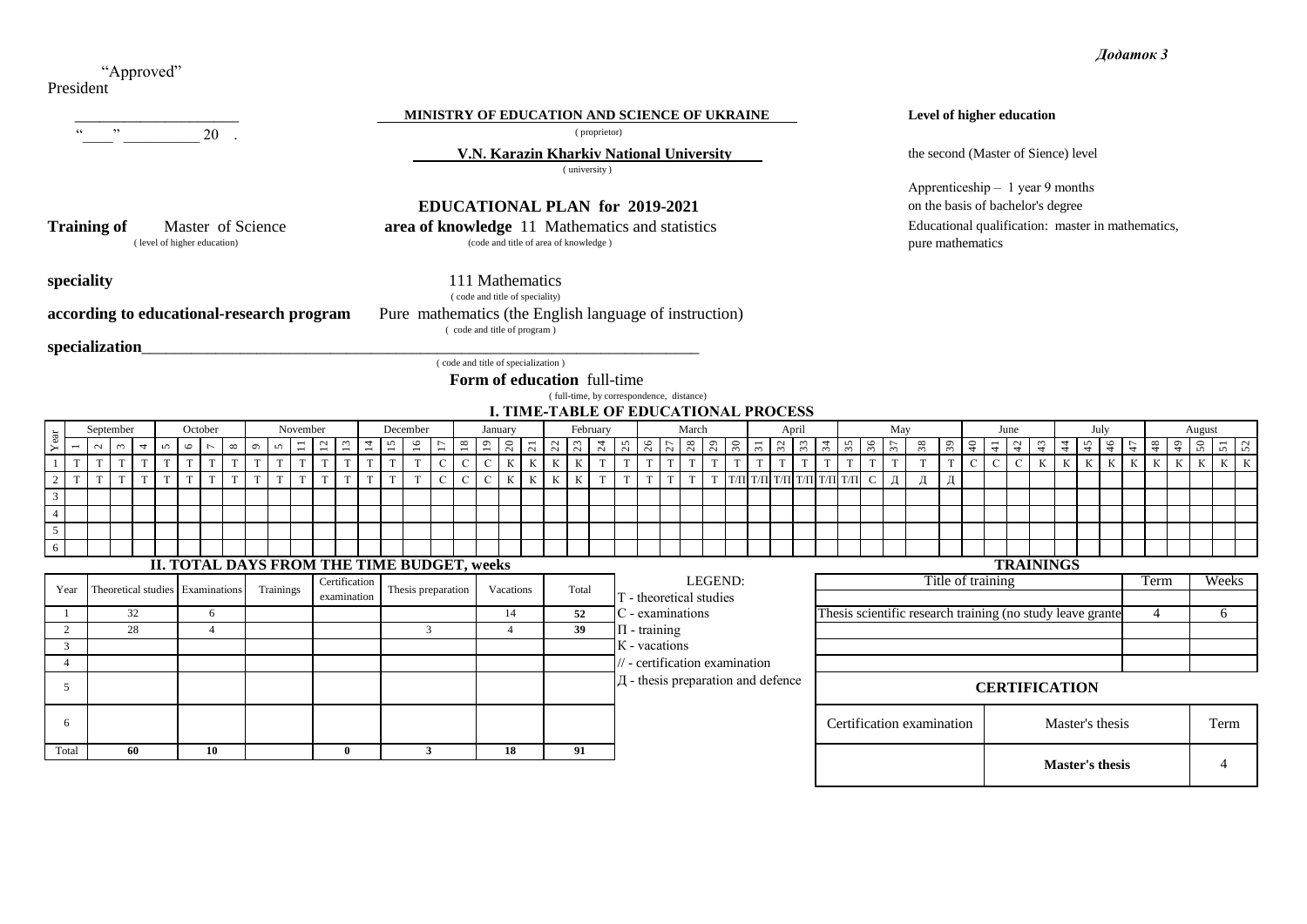*Додаток 3*

"Approved"
President

_____________________
"____" __________ 20 .

**MINISTRY OF EDUCATION AND SCIENCE OF UKRAINE**
( proprietor)

**V.N. Karazin Kharkiv National University**
( university )

**Level of higher education**

the second (Master of Sience) level

Apprenticeship – 1 year 9 months
on the basis of bachelor's degree
Educational qualification: master in mathematics, pure mathematics

# EDUCATIONAL PLAN for 2019-2021

**Training of** Master of Science
( level of higher education)

**area of knowledge** 11 Mathematics and statistics
(code and title of area of knowledge )

**speciality** 111 Mathematics
( code and title of speciality)

**according to educational-research program** Pure mathematics (the English language of instruction)
( code and title of program )

**specialization**_______________________________________________
( code and title of specialization )

**Form of education** full-time
( full-time, by correspondence, distance)

## I. TIME-TABLE OF EDUCATIONAL PROCESS

| Year | September | | | | October | | | | November | | | | | December | | | | January | | | | February | | | | March | | | | | April | | | | May | | | | | June | | | | July | | | | August | | | | |
|---|---|---|---|---|---|---|---|---|---|---|---|---|---|---|---|---|---|---|---|---|---|---|---|---|---|---|---|---|---|---|---|---|---|---|---|---|---|---|---|---|---|---|---|---|---|---|---|---|---|---|---|---|
| | 1 | 2 | 3 | 4 | 5 | 6 | 7 | 8 | 9 | 5 | 11 | 12 | 13 | 14 | 15 | 16 | 17 | 18 | 19 | 20 | 21 | 22 | 23 | 24 | 25 | 26 | 27 | 28 | 29 | 30 | 31 | 32 | 33 | 34 | 35 | 36 | 37 | 38 | 39 | 40 | 41 | 42 | 43 | 44 | 45 | 46 | 47 | 48 | 49 | 50 | 51 | 52 |
| 1 | T | T | T | T | T | T | T | T | T | T | T | T | T | T | T | T | C | C | C | K | K | K | K | T | T | T | T | T | T | T | T | T | T | T | T | T | T | T | T | C | C | C | K | K | K | K | K | K | K | K | K | K |
| 2 | T | T | T | T | T | T | T | T | T | T | T | T | T | T | T | T | C | C | C | K | K | K | K | T | T | T | T | T | T | T/П | T/П | T/П | T/П | T/П | T/П | C | Д | Д | Д | | | | | | | | | | | | | |
| 3 | | | | | | | | | | | | | | | | | | | | | | | | | | | | | | | | | | | | | | | | | | | | | | | | | | | | |
| 4 | | | | | | | | | | | | | | | | | | | | | | | | | | | | | | | | | | | | | | | | | | | | | | | | | | | | |
| 5 | | | | | | | | | | | | | | | | | | | | | | | | | | | | | | | | | | | | | | | | | | | | | | | | | | | | |
| 6 | | | | | | | | | | | | | | | | | | | | | | | | | | | | | | | | | | | | | | | | | | | | | | | | | | | | |

## II. TOTAL DAYS FROM THE TIME BUDGET, weeks

| Year | Theoretical studies | Examinations | Trainings | Certification examination | Thesis preparation | Vacations | Total |
|---|---|---|---|---|---|---|---|
| 1 | 32 | 6 | | | | 14 | **52** |
| 2 | 28 | 4 | | | 3 | 4 | **39** |
| 3 | | | | | | | |
| 4 | | | | | | | |
| 5 | | | | | | | |
| 6 | | | | | | | |
| Total | **60** | **10** | | **0** | **3** | **18** | **91** |

LEGEND:
T - theoretical studies
C - examinations
П - training
К - vacations
// - certification examination
Д - thesis preparation and defence

## TRAININGS

| Title of training | Term | Weeks |
|---|---|---|
| Thesis scientific research training (no study leave grante | 4 | 6 |
| | | |
| | | |
| | | |

## CERTIFICATION

| Certification examination | Master's thesis | Term |
|---|---|---|
| | **Master's thesis** | 4 |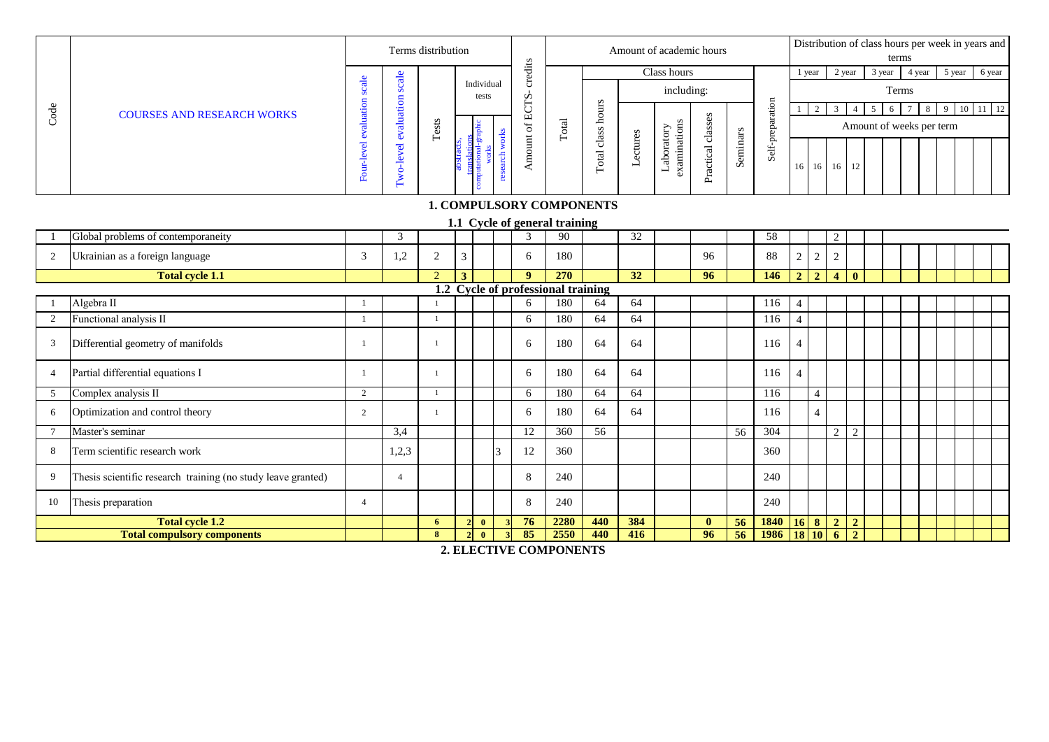| Code | COURSES AND RESEARCH WORKS | Terms distribution | | | | | | Amount of ECTS- credits | Amount of academic hours | | | | | | | Distribution of class hours per week in years and terms | | | | | | | | | | | |
|---|---|---|---|---|---|---|---|---|---|---|---|---|---|---|---|---|---|---|---|---|---|---|---|---|---|---|---|
| | | Four-level evaluation scale | Two-level evaluation scale | Tests | Individual tests | | | | Total | Class hours | | | | | Self-preparation | 1 year | | 2 year | | 3 year | | 4 year | | 5 year | | 6 year | |
| | | | | | | | | | | Total class hours | including: | | | | | Terms | | | | | | | | | | | |
| | | | | | abstracts, translations | computational-graphic works | research works | | | | Lectures | Laboratory examinations | Practical classes | Seminars | | 1 | 2 | 3 | 4 | 5 | 6 | 7 | 8 | 9 | 10 | 11 | 12 |
| | | | | | | | | | | | | | | | | Amount of weeks per term | | | | | | | | | | | |
| | | | | | | | | | | | | | | | | 16 | 16 | 16 | 12 | | | | | | | | |
| **1. COMPULSORY COMPONENTS** | | | | | | | | | | | | | | | | | | | | | | | | | | | |
| **1.1 Cycle of general training** | | | | | | | | | | | | | | | | | | | | | | | | | | | |
| 1 | Global problems of contemporaneity | | 3 | | | | | 3 | 90 | | 32 | | | | 58 | | | 2 | | | | | | | | | |
| 2 | Ukrainian as a foreign language | 3 | 1,2 | 2 | 3 | | | 6 | 180 | | | | 96 | | 88 | 2 | 2 | 2 | | | | | | | | | |
| | **Total cycle 1.1** | | | **2** | **3** | | | **9** | **270** | | **32** | | **96** | | **146** | **2** | **2** | **4** | **0** | | | | | | | | |
| **1.2 Cycle of professional training** | | | | | | | | | | | | | | | | | | | | | | | | | | | |
| 1 | Algebra II | 1 | | 1 | | | | 6 | 180 | 64 | 64 | | | | 116 | 4 | | | | | | | | | | | |
| 2 | Functional analysis II | 1 | | 1 | | | | 6 | 180 | 64 | 64 | | | | 116 | 4 | | | | | | | | | | | |
| 3 | Differential geometry of manifolds | 1 | | 1 | | | | 6 | 180 | 64 | 64 | | | | 116 | 4 | | | | | | | | | | | |
| 4 | Partial differential equations I | 1 | | 1 | | | | 6 | 180 | 64 | 64 | | | | 116 | 4 | | | | | | | | | | | |
| 5 | Complex analysis II | 2 | | 1 | | | | 6 | 180 | 64 | 64 | | | | 116 | | 4 | | | | | | | | | | |
| 6 | Optimization and control theory | 2 | | 1 | | | | 6 | 180 | 64 | 64 | | | | 116 | | 4 | | | | | | | | | | |
| 7 | Master's seminar | | 3,4 | | | | | 12 | 360 | 56 | | | | 56 | 304 | | | 2 | 2 | | | | | | | | |
| 8 | Term scientific research work | | 1,2,3 | | | | 3 | 12 | 360 | | | | | | 360 | | | | | | | | | | | | |
| 9 | Thesis scientific research training (no study leave granted) | | 4 | | | | | 8 | 240 | | | | | | 240 | | | | | | | | | | | | |
| 10 | Thesis preparation | 4 | | | | | | 8 | 240 | | | | | | 240 | | | | | | | | | | | | |
| | **Total cycle 1.2** | | | **6** | **2** | **0** | **3** | **76** | **2280** | **440** | **384** | | **0** | **56** | **1840** | **16** | **8** | **2** | **2** | | | | | | | | |
| | **Total compulsory components** | | | **8** | **2** | **0** | **3** | **85** | **2550** | **440** | **416** | | **96** | **56** | **1986** | **18** | **10** | **6** | **2** | | | | | | | | |

**2. ELECTIVE COMPONENTS**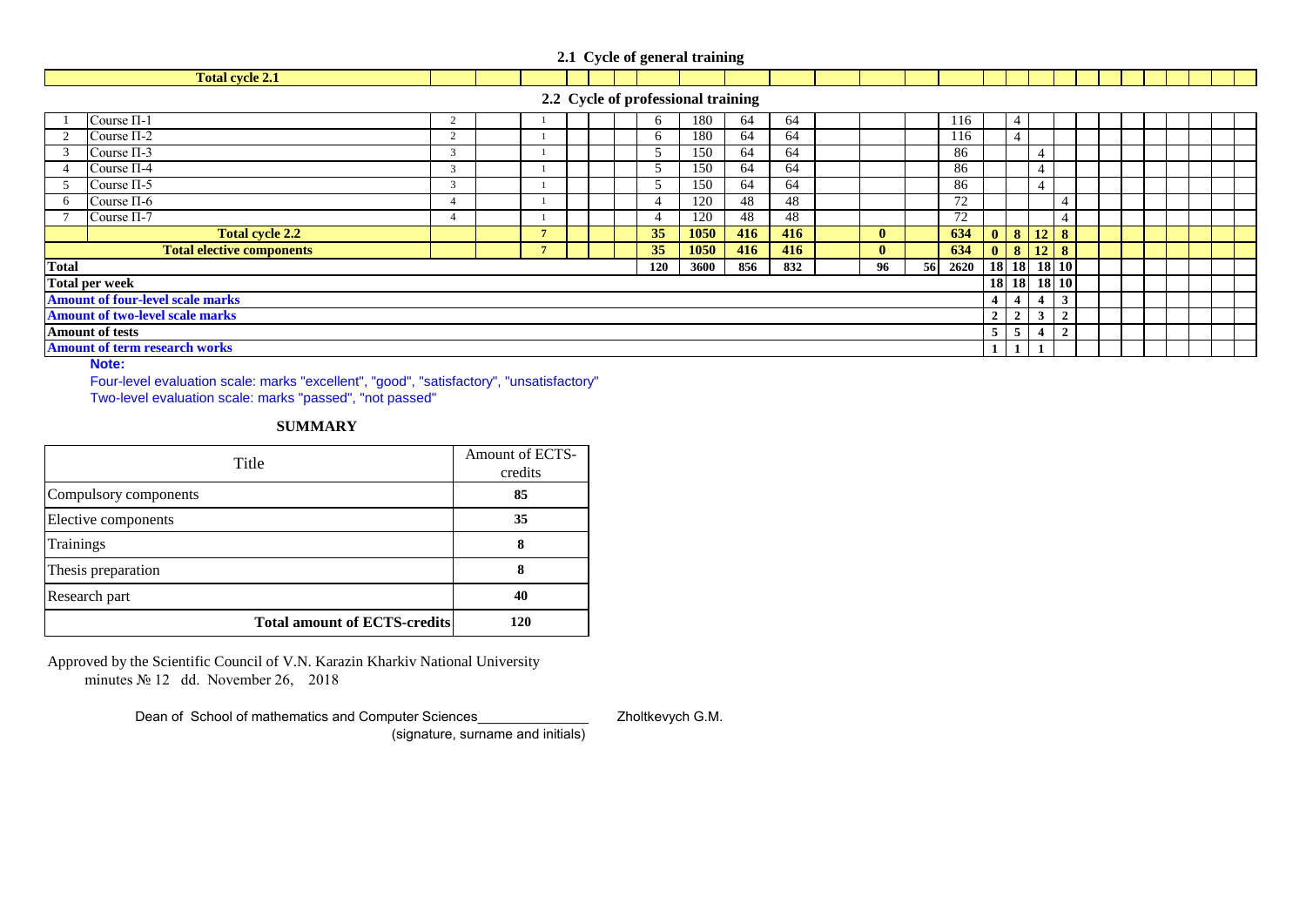## 2.1 Cycle of general training

| | | | | | | | | | | | | | | | | | | | | | | | | | | | |
|---|---|---|---|---|---|---|---|---|---|---|---|---|---|---|---|---|---|---|---|---|---|---|---|---|---|---|---|
| | **Total cycle 2.1** | | | | | | | | | | | | | | | | | | | | | | | | | | |
| | **2.2 Cycle of professional training** | | | | | | | | | | | | | | | | | | | | | | | | | | |
| 1 | Course П-1 | 2 | | 1 | | | | 6 | 180 | 64 | 64 | | | | 116 | | 4 | | | | | | | | | | |
| 2 | Course П-2 | 2 | | 1 | | | | 6 | 180 | 64 | 64 | | | | 116 | | 4 | | | | | | | | | | |
| 3 | Course П-3 | 3 | | 1 | | | | 5 | 150 | 64 | 64 | | | | 86 | | | 4 | | | | | | | | | |
| 4 | Course П-4 | 3 | | 1 | | | | 5 | 150 | 64 | 64 | | | | 86 | | | 4 | | | | | | | | | |
| 5 | Course П-5 | 3 | | 1 | | | | 5 | 150 | 64 | 64 | | | | 86 | | | 4 | | | | | | | | | |
| 6 | Course П-6 | 4 | | 1 | | | | 4 | 120 | 48 | 48 | | | | 72 | | | | 4 | | | | | | | | |
| 7 | Course П-7 | 4 | | 1 | | | | 4 | 120 | 48 | 48 | | | | 72 | | | | 4 | | | | | | | | |
| | **Total cycle 2.2** | | | **7** | | | | **35** | **1050** | **416** | **416** | | **0** | | **634** | **0** | **8** | **12** | **8** | | | | | | | | |
| | **Total elective components** | | | **7** | | | | **35** | **1050** | **416** | **416** | | **0** | | **634** | **0** | **8** | **12** | **8** | | | | | | | | |
| **Total** | | | | | | | | **120** | **3600** | **856** | **832** | | **96** | **56** | **2620** | **18** | **18** | **18** | **10** | | | | | | | | |
| **Total per week** | | | | | | | | | | | | | | | | **18** | **18** | **18** | **10** | | | | | | | | |
| **Amount of four-level scale marks** | | | | | | | | | | | | | | | | **4** | **4** | **4** | **3** | | | | | | | | |
| **Amount of two-level scale marks** | | | | | | | | | | | | | | | | **2** | **2** | **3** | **2** | | | | | | | | |
| **Amount of tests** | | | | | | | | | | | | | | | | **5** | **5** | **4** | **2** | | | | | | | | |
| **Amount of term research works** | | | | | | | | | | | | | | | | **1** | **1** | **1** | | | | | | | | | |

**Note:**

Four-level evaluation scale: marks "excellent", "good", "satisfactory", "unsatisfactory"
Two-level evaluation scale: marks "passed", "not passed"

**SUMMARY**

| Title | Amount of ECTS-credits |
|---|---|
| Compulsory components | **85** |
| Elective components | **35** |
| Trainings | **8** |
| Thesis preparation | **8** |
| Research part | **40** |
| **Total amount of ECTS-credits** | **120** |

Approved by the Scientific Council of V.N. Karazin Kharkiv National University
minutes № 12 dd. November 26, 2018

Dean of School of mathematics and Computer Sciences_______________ Zholtkevych G.M.
(signature, surname and initials)